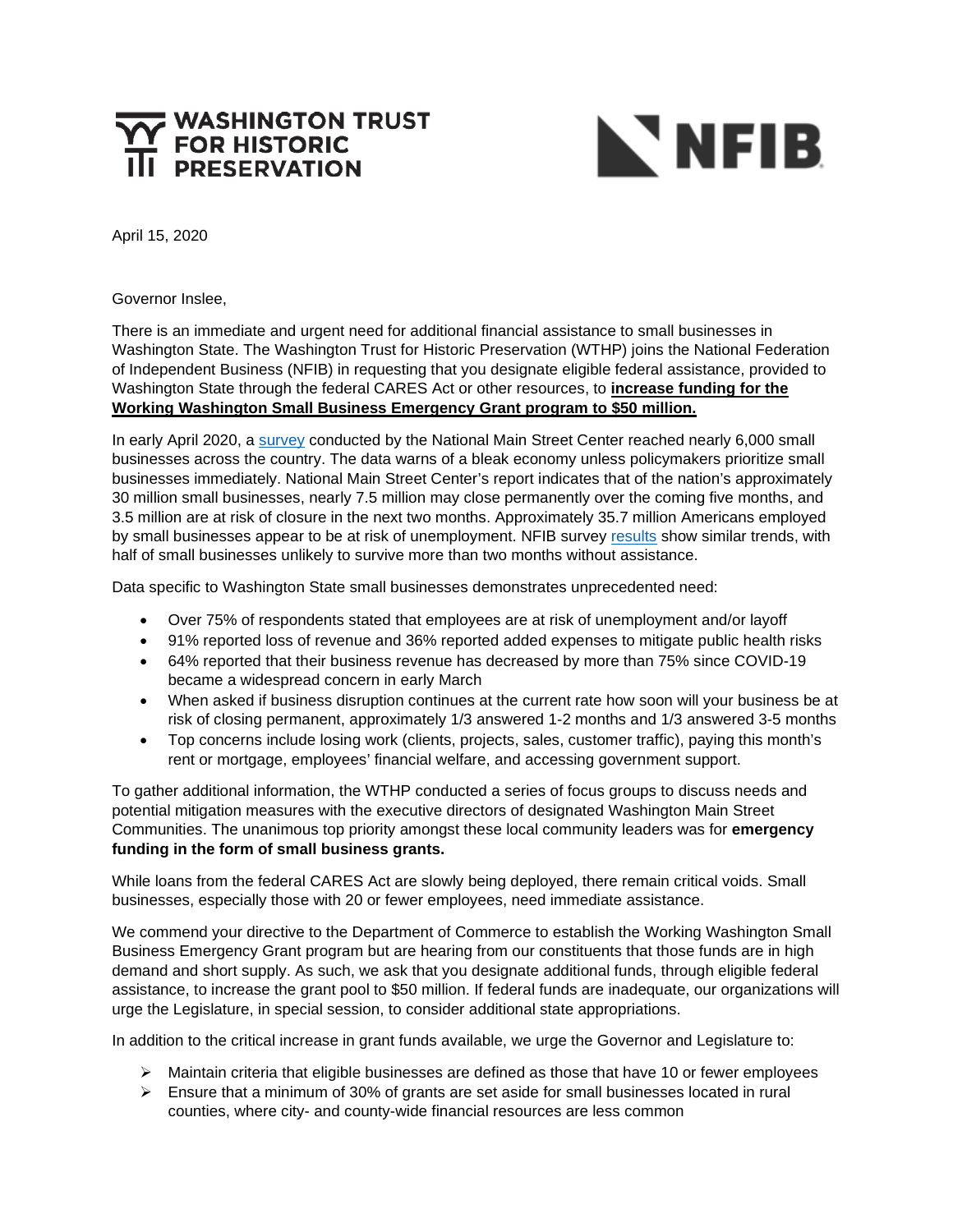WASHINGTON TRUST FOR HISTORIC PRESERVATION

NFIB

April 15, 2020

Governor Inslee,

There is an immediate and urgent need for additional financial assistance to small businesses in Washington State. The Washington Trust for Historic Preservation (WTHP) joins the National Federation of Independent Business (NFIB) in requesting that you designate eligible federal assistance, provided to Washington State through the federal CARES Act or other resources, to **increase funding for the Working Washington Small Business Emergency Grant program to $50 million.**

In early April 2020, a survey conducted by the National Main Street Center reached nearly 6,000 small businesses across the country. The data warns of a bleak economy unless policymakers prioritize small businesses immediately. National Main Street Center's report indicates that of the nation's approximately 30 million small businesses, nearly 7.5 million may close permanently over the coming five months, and 3.5 million are at risk of closure in the next two months. Approximately 35.7 million Americans employed by small businesses appear to be at risk of unemployment. NFIB survey results show similar trends, with half of small businesses unlikely to survive more than two months without assistance.

Data specific to Washington State small businesses demonstrates unprecedented need:

- Over 75% of respondents stated that employees are at risk of unemployment and/or layoff
- 91% reported loss of revenue and 36% reported added expenses to mitigate public health risks
- 64% reported that their business revenue has decreased by more than 75% since COVID-19 became a widespread concern in early March
- When asked if business disruption continues at the current rate how soon will your business be at risk of closing permanent, approximately 1/3 answered 1-2 months and 1/3 answered 3-5 months
- Top concerns include losing work (clients, projects, sales, customer traffic), paying this month's rent or mortgage, employees' financial welfare, and accessing government support.

To gather additional information, the WTHP conducted a series of focus groups to discuss needs and potential mitigation measures with the executive directors of designated Washington Main Street Communities. The unanimous top priority amongst these local community leaders was for **emergency funding in the form of small business grants.**

While loans from the federal CARES Act are slowly being deployed, there remain critical voids. Small businesses, especially those with 20 or fewer employees, need immediate assistance.

We commend your directive to the Department of Commerce to establish the Working Washington Small Business Emergency Grant program but are hearing from our constituents that those funds are in high demand and short supply. As such, we ask that you designate additional funds, through eligible federal assistance, to increase the grant pool to $50 million. If federal funds are inadequate, our organizations will urge the Legislature, in special session, to consider additional state appropriations.

In addition to the critical increase in grant funds available, we urge the Governor and Legislature to:

- Maintain criteria that eligible businesses are defined as those that have 10 or fewer employees
- Ensure that a minimum of 30% of grants are set aside for small businesses located in rural counties, where city- and county-wide financial resources are less common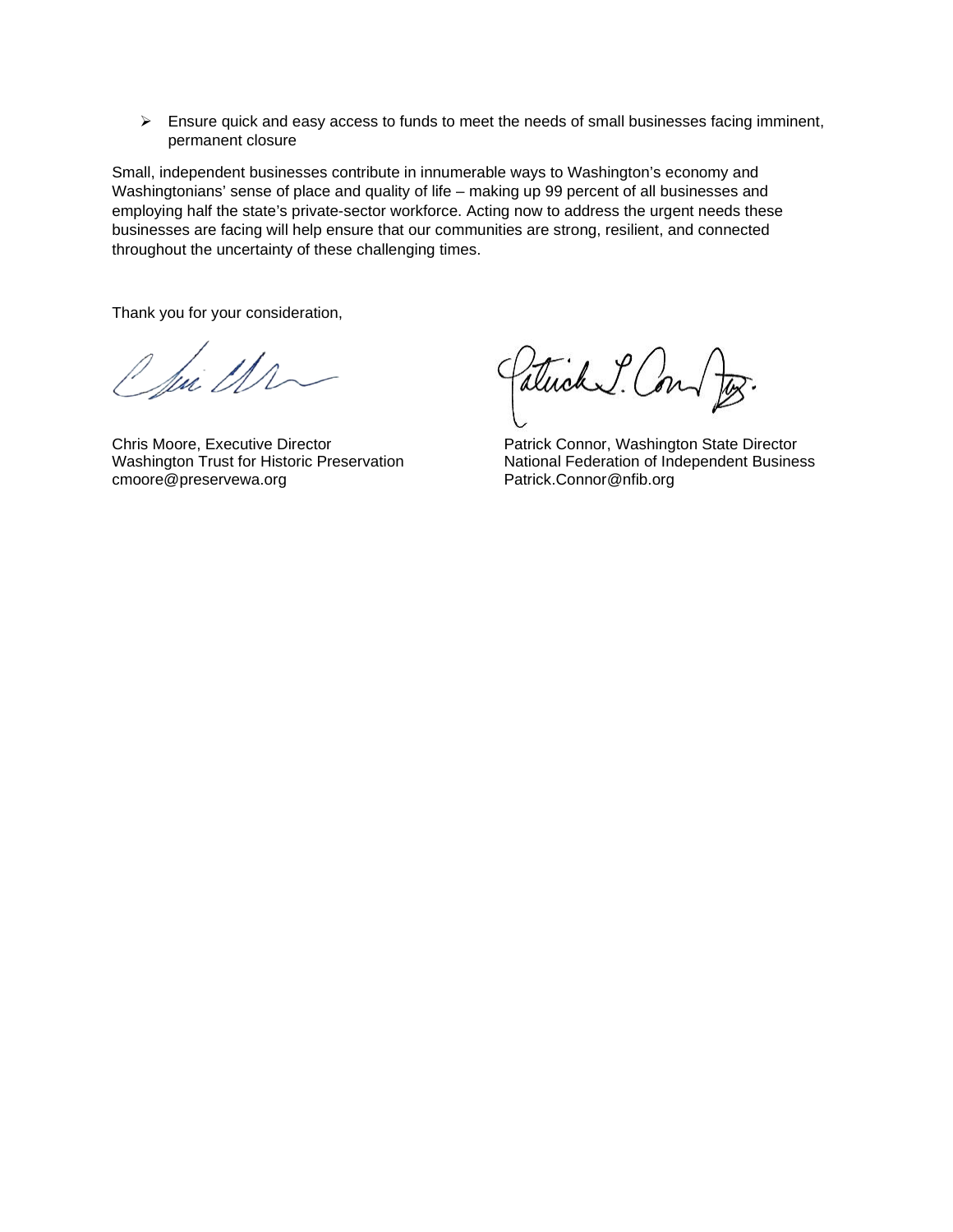- Ensure quick and easy access to funds to meet the needs of small businesses facing imminent, permanent closure

Small, independent businesses contribute in innumerable ways to Washington's economy and Washingtonians' sense of place and quality of life – making up 99 percent of all businesses and employing half the state's private-sector workforce. Acting now to address the urgent needs these businesses are facing will help ensure that our communities are strong, resilient, and connected throughout the uncertainty of these challenging times.

Thank you for your consideration,

Chris Moore, Executive Director
Washington Trust for Historic Preservation
cmoore@preservewa.org

Patrick Connor, Washington State Director
National Federation of Independent Business
Patrick.Connor@nfib.org